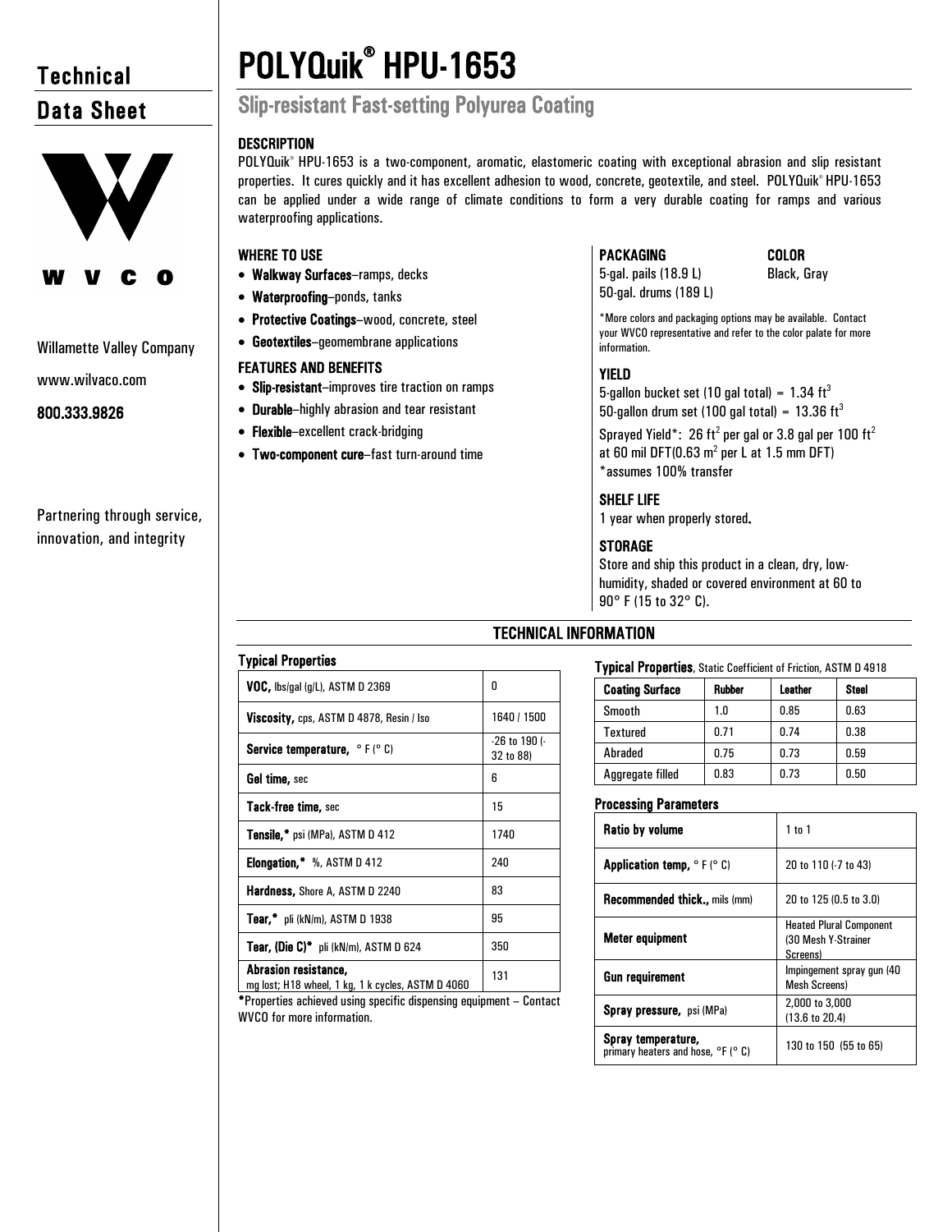# Technical Data Sheet

W V C O

Willamette Valley Company

www.wilvaco.com

**800.333.9826**

Partnering through service, innovation, and integrity

# POLYQuik® HPU-1653

## Slip-resistant Fast-setting Polyurea Coating

### DESCRIPTION

POLYQuik® HPU-1653 is a two-component, aromatic, elastomeric coating with exceptional abrasion and slip resistant properties. It cures quickly and it has excellent adhesion to wood, concrete, geotextile, and steel. POLYQuik® HPU-1653 can be applied under a wide range of climate conditions to form a very durable coating for ramps and various waterproofing applications.

### WHERE TO USE

- **Walkway Surfaces**–ramps, decks
- **Waterproofing**–ponds, tanks
- **Protective Coatings**–wood, concrete, steel
- **Geotextiles**–geomembrane applications

### FEATURES AND BENEFITS

- **Slip-resistant**–improves tire traction on ramps
- **Durable**–highly abrasion and tear resistant
- **Flexible**–excellent crack-bridging
- **Two-component cure**–fast turn-around time

### PACKAGING

5-gal. pails (18.9 L)
50-gal. drums (189 L)

### COLOR

Black, Gray

*More colors and packaging options may be available. Contact your WVCO representative and refer to the color palate for more information.

### YIELD

5-gallon bucket set (10 gal total) = 1.34 ft$^3$
50-gallon drum set (100 gal total) = 13.36 ft$^3$

Sprayed Yield*: 26 ft$^2$ per gal or 3.8 gal per 100 ft$^2$ at 60 mil DFT(0.63 m$^2$ per L at 1.5 mm DFT)
*assumes 100% transfer

### SHELF LIFE

1 year when properly stored.

### STORAGE

Store and ship this product in a clean, dry, low-humidity, shaded or covered environment at 60 to 90° F (15 to 32° C).

## TECHNICAL INFORMATION

### Typical Properties

| Property | Value |
|---|---|
| **VOC,** lbs/gal (g/L), ASTM D 2369 | 0 |
| **Viscosity,** cps, ASTM D 4878, Resin / Iso | 1640 / 1500 |
| **Service temperature,** ° F (° C) | -26 to 190 (-32 to 88) |
| **Gel time,** sec | 6 |
| **Tack-free time,** sec | 15 |
| **Tensile,*** psi (MPa), ASTM D 412 | 1740 |
| **Elongation,*** %, ASTM D 412 | 240 |
| **Hardness,** Shore A, ASTM D 2240 | 83 |
| **Tear,*** pli (kN/m), ASTM D 1938 | 95 |
| **Tear, (Die C)*** pli (kN/m), ASTM D 624 | 350 |
| **Abrasion resistance,** mg lost; H18 wheel, 1 kg, 1 k cycles, ASTM D 4060 | 131 |

*Properties achieved using specific dispensing equipment – Contact WVCO for more information.

### Typical Properties, Static Coefficient of Friction, ASTM D 4918

| Coating Surface | Rubber | Leather | Steel |
|---|---|---|---|
| Smooth | 1.0 | 0.85 | 0.63 |
| Textured | 0.71 | 0.74 | 0.38 |
| Abraded | 0.75 | 0.73 | 0.59 |
| Aggregate filled | 0.83 | 0.73 | 0.50 |

### Processing Parameters

| Parameter | Value |
|---|---|
| **Ratio by volume** | 1 to 1 |
| **Application temp,** ° F (° C) | 20 to 110 (-7 to 43) |
| **Recommended thick.,** mils (mm) | 20 to 125 (0.5 to 3.0) |
| **Meter equipment** | Heated Plural Component (30 Mesh Y-Strainer Screens) |
| **Gun requirement** | Impingement spray gun (40 Mesh Screens) |
| **Spray pressure,** psi (MPa) | 2,000 to 3,000 (13.6 to 20.4) |
| **Spray temperature,** primary heaters and hose, °F (° C) | 130 to 150 (55 to 65) |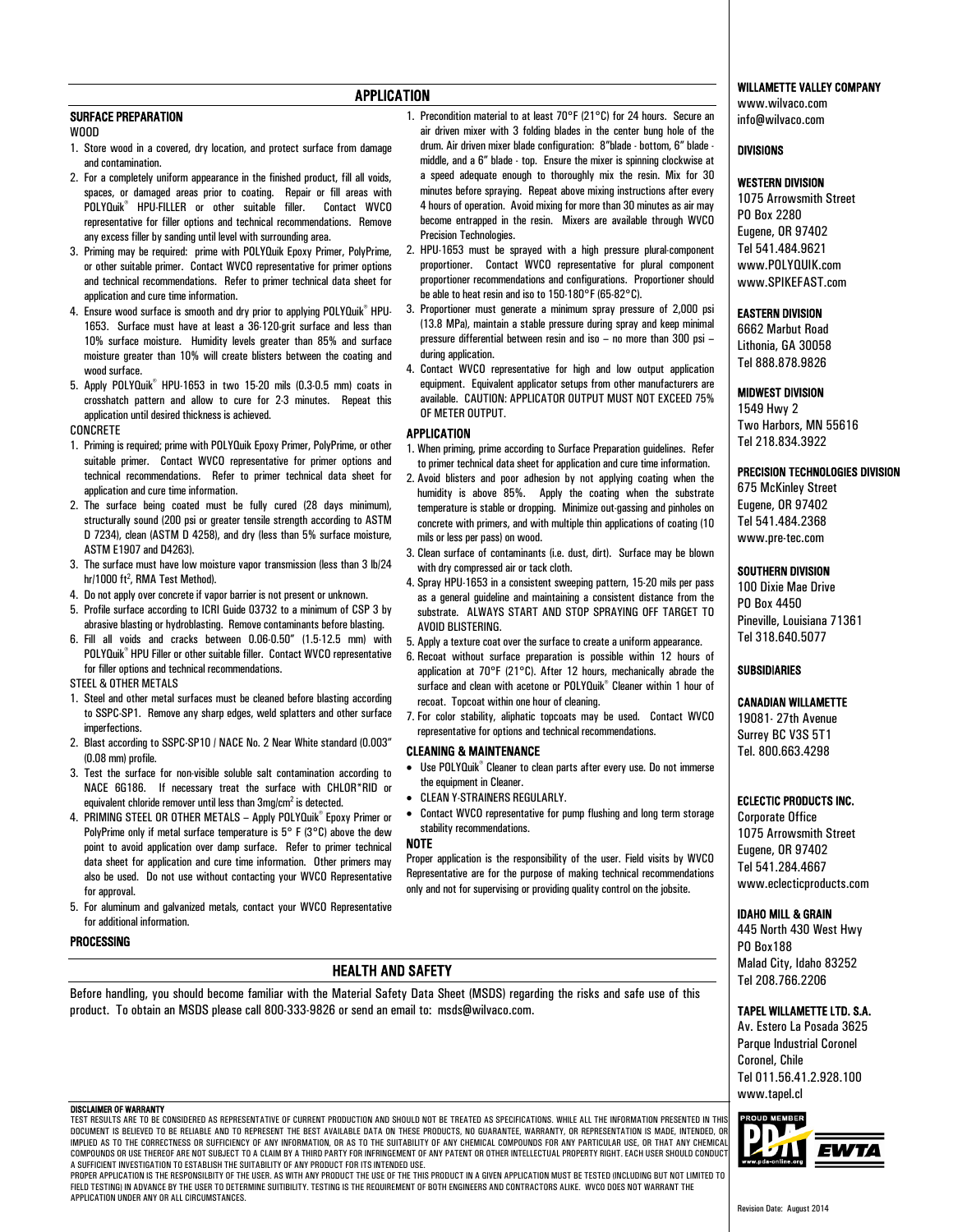## APPLICATION

### SURFACE PREPARATION

WOOD

1. Store wood in a covered, dry location, and protect surface from damage and contamination.
2. For a completely uniform appearance in the finished product, fill all voids, spaces, or damaged areas prior to coating. Repair or fill areas with POLYQuik® HPU-FILLER or other suitable filler. Contact WVCO representative for filler options and technical recommendations. Remove any excess filler by sanding until level with surrounding area.
3. Priming may be required: prime with POLYQuik Epoxy Primer, PolyPrime, or other suitable primer. Contact WVCO representative for primer options and technical recommendations. Refer to primer technical data sheet for application and cure time information.
4. Ensure wood surface is smooth and dry prior to applying POLYQuik® HPU-1653. Surface must have at least a 36-120-grit surface and less than 10% surface moisture. Humidity levels greater than 85% and surface moisture greater than 10% will create blisters between the coating and wood surface.
5. Apply POLYQuik® HPU-1653 in two 15-20 mils (0.3-0.5 mm) coats in crosshatch pattern and allow to cure for 2-3 minutes. Repeat this application until desired thickness is achieved.

CONCRETE

1. Priming is required; prime with POLYQuik Epoxy Primer, PolyPrime, or other suitable primer. Contact WVCO representative for primer options and technical recommendations. Refer to primer technical data sheet for application and cure time information.
2. The surface being coated must be fully cured (28 days minimum), structurally sound (200 psi or greater tensile strength according to ASTM D 7234), clean (ASTM D 4258), and dry (less than 5% surface moisture, ASTM E1907 and D4263).
3. The surface must have low moisture vapor transmission (less than 3 lb/24 hr/1000 ft$^2$, RMA Test Method).
4. Do not apply over concrete if vapor barrier is not present or unknown.
5. Profile surface according to ICRI Guide 03732 to a minimum of CSP 3 by abrasive blasting or hydroblasting. Remove contaminants before blasting.
6. Fill all voids and cracks between 0.06-0.50" (1.5-12.5 mm) with POLYQuik® HPU Filler or other suitable filler. Contact WVCO representative for filler options and technical recommendations.

STEEL & OTHER METALS

1. Steel and other metal surfaces must be cleaned before blasting according to SSPC-SP1. Remove any sharp edges, weld splatters and other surface imperfections.
2. Blast according to SSPC-SP10 / NACE No. 2 Near White standard (0.003" (0.08 mm) profile.
3. Test the surface for non-visible soluble salt contamination according to NACE 6G186. If necessary treat the surface with CHLOR*RID or equivalent chloride remover until less than 3mg/cm$^2$ is detected.
4. PRIMING STEEL OR OTHER METALS – Apply POLYQuik® Epoxy Primer or PolyPrime only if metal surface temperature is 5° F (3°C) above the dew point to avoid application over damp surface. Refer to primer technical data sheet for application and cure time information. Other primers may also be used. Do not use without contacting your WVCO Representative for approval.
5. For aluminum and galvanized metals, contact your WVCO Representative for additional information.

### PROCESSING

1. Precondition material to at least 70°F (21°C) for 24 hours. Secure an air driven mixer with 3 folding blades in the center bung hole of the drum. Air driven mixer blade configuration: 8"blade - bottom, 6" blade - middle, and a 6" blade - top. Ensure the mixer is spinning clockwise at a speed adequate enough to thoroughly mix the resin. Mix for 30 minutes before spraying. Repeat above mixing instructions after every 4 hours of operation. Avoid mixing for more than 30 minutes as air may become entrapped in the resin. Mixers are available through WVCO Precision Technologies.
2. HPU-1653 must be sprayed with a high pressure plural-component proportioner. Contact WVCO representative for plural component proportioner recommendations and configurations. Proportioner should be able to heat resin and iso to 150-180°F (65-82°C).
3. Proportioner must generate a minimum spray pressure of 2,000 psi (13.8 MPa), maintain a stable pressure during spray and keep minimal pressure differential between resin and iso – no more than 300 psi – during application.
4. Contact WVCO representative for high and low output application equipment. Equivalent applicator setups from other manufacturers are available. CAUTION: APPLICATOR OUTPUT MUST NOT EXCEED 75% OF METER OUTPUT.

### APPLICATION

1. When priming, prime according to Surface Preparation guidelines. Refer to primer technical data sheet for application and cure time information.
2. Avoid blisters and poor adhesion by not applying coating when the humidity is above 85%. Apply the coating when the substrate temperature is stable or dropping. Minimize out-gassing and pinholes on concrete with primers, and with multiple thin applications of coating (10 mils or less per pass) on wood.
3. Clean surface of contaminants (i.e. dust, dirt). Surface may be blown with dry compressed air or tack cloth.
4. Spray HPU-1653 in a consistent sweeping pattern, 15-20 mils per pass as a general guideline and maintaining a consistent distance from the substrate. ALWAYS START AND STOP SPRAYING OFF TARGET TO AVOID BLISTERING.
5. Apply a texture coat over the surface to create a uniform appearance.
6. Recoat without surface preparation is possible within 12 hours of application at 70°F (21°C). After 12 hours, mechanically abrade the surface and clean with acetone or POLYQuik® Cleaner within 1 hour of recoat. Topcoat within one hour of cleaning.
7. For color stability, aliphatic topcoats may be used. Contact WVCO representative for options and technical recommendations.

### CLEANING & MAINTENANCE

- Use POLYQuik® Cleaner to clean parts after every use. Do not immerse the equipment in Cleaner.
- CLEAN Y-STRAINERS REGULARLY.
- Contact WVCO representative for pump flushing and long term storage stability recommendations.

### NOTE

Proper application is the responsibility of the user. Field visits by WVCO Representative are for the purpose of making technical recommendations only and not for supervising or providing quality control on the jobsite.

## HEALTH AND SAFETY

Before handling, you should become familiar with the Material Safety Data Sheet (MSDS) regarding the risks and safe use of this product. To obtain an MSDS please call 800-333-9826 or send an email to: msds@wilvaco.com.

**DISCLAIMER OF WARRANTY**

TEST RESULTS ARE TO BE CONSIDERED AS REPRESENTATIVE OF CURRENT PRODUCTION AND SHOULD NOT BE TREATED AS SPECIFICATIONS. WHILE ALL THE INFORMATION PRESENTED IN THIS DOCUMENT IS BELIEVED TO BE RELIABLE AND TO REPRESENT THE BEST AVAILABLE DATA ON THESE PRODUCTS, NO GUARANTEE, WARRANTY, OR REPRESENTATION IS MADE, INTENDED, OR IMPLIED AS TO THE CORRECTNESS OR SUFFICIENCY OF ANY INFORMATION, OR AS TO THE SUITABILITY OF ANY CHEMICAL COMPOUNDS FOR ANY PARTICULAR USE, OR THAT ANY CHEMICAL COMPOUNDS OR USE THEREOF ARE NOT SUBJECT TO A CLAIM BY A THIRD PARTY FOR INFRINGEMENT OF ANY PATENT OR OTHER INTELLECTUAL PROPERTY RIGHT. EACH USER SHOULD CONDUCT A SUFFICIENT INVESTIGATION TO ESTABLISH THE SUITABILITY OF ANY PRODUCT FOR ITS INTENDED USE.
PROPER APPLICATION IS THE RESPONSILBITY OF THE USER. AS WITH ANY PRODUCT THE USE OF THE THIS PRODUCT IN A GIVEN APPLICATION MUST BE TESTED (INCLUDING BUT NOT LIMITED TO FIELD TESTING) IN ADVANCE BY THE USER TO DETERMINE SUITIBILITY. TESTING IS THE REQUIREMENT OF BOTH ENGINEERS AND CONTRACTORS ALIKE. WVCO DOES NOT WARRANT THE APPLICATION UNDER ANY OR ALL CIRCUMSTANCES.

**WILLAMETTE VALLEY COMPANY**
www.wilvaco.com
info@wilvaco.com

**DIVISIONS**

**WESTERN DIVISION**
1075 Arrowsmith Street
PO Box 2280
Eugene, OR 97402
Tel 541.484.9621
www.POLYQUIK.com
www.SPIKEFAST.com

**EASTERN DIVISION**
6662 Marbut Road
Lithonia, GA 30058
Tel 888.878.9826

**MIDWEST DIVISION**
1549 Hwy 2
Two Harbors, MN 55616
Tel 218.834.3922

**PRECISION TECHNOLOGIES DIVISION**
675 McKinley Street
Eugene, OR 97402
Tel 541.484.2368
www.pre-tec.com

**SOUTHERN DIVISION**
100 Dixie Mae Drive
PO Box 4450
Pineville, Louisiana 71361
Tel 318.640.5077

**SUBSIDIARIES**

**CANADIAN WILLAMETTE**
19081- 27th Avenue
Surrey BC V3S 5T1
Tel. 800.663.4298

**ECLECTIC PRODUCTS INC.**
Corporate Office
1075 Arrowsmith Street
Eugene, OR 97402
Tel 541.284.4667
www.eclecticproducts.com

**IDAHO MILL & GRAIN**
445 North 430 West Hwy
PO Box188
Malad City, Idaho 83252
Tel 208.766.2206

**TAPEL WILLAMETTE LTD. S.A.**
Av. Estero La Posada 3625
Parque Industrial Coronel
Coronel, Chile
Tel 011.56.41.2.928.100
www.tapel.cl

PROUD MEMBER PDA www.pda-online.org EWTA

Revision Date: August 2014